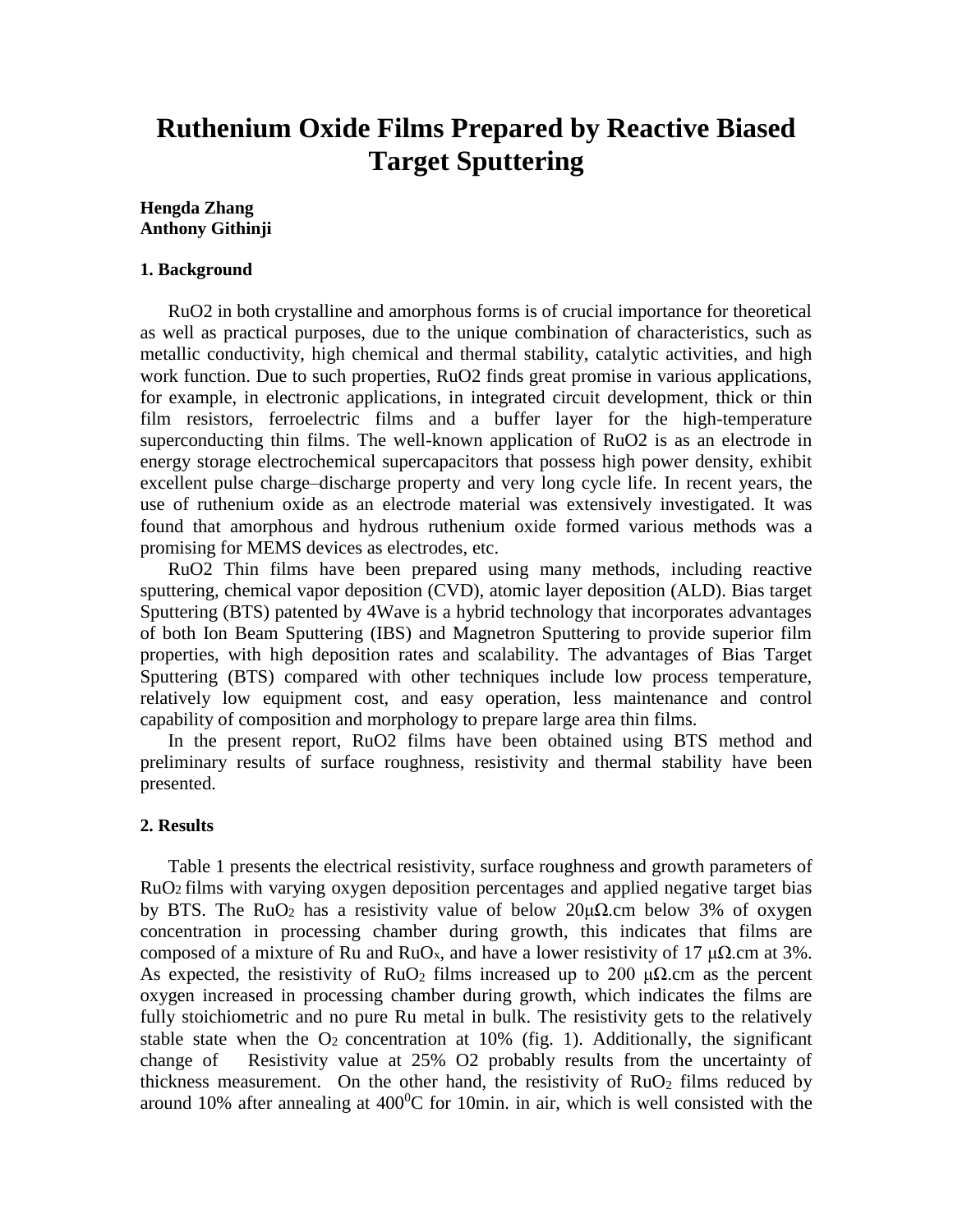// Note: page text transcribed; no images on this page.
# Ruthenium Oxide Films Prepared by Reactive Biased Target Sputtering

**Hengda Zhang**
**Anthony Githinji**

### 1. Background

RuO2 in both crystalline and amorphous forms is of crucial importance for theoretical as well as practical purposes, due to the unique combination of characteristics, such as metallic conductivity, high chemical and thermal stability, catalytic activities, and high work function. Due to such properties, RuO2 finds great promise in various applications, for example, in electronic applications, in integrated circuit development, thick or thin film resistors, ferroelectric films and a buffer layer for the high-temperature superconducting thin films. The well-known application of RuO2 is as an electrode in energy storage electrochemical supercapacitors that possess high power density, exhibit excellent pulse charge–discharge property and very long cycle life. In recent years, the use of ruthenium oxide as an electrode material was extensively investigated. It was found that amorphous and hydrous ruthenium oxide formed various methods was a promising for MEMS devices as electrodes, etc.

RuO2 Thin films have been prepared using many methods, including reactive sputtering, chemical vapor deposition (CVD), atomic layer deposition (ALD). Bias target Sputtering (BTS) patented by 4Wave is a hybrid technology that incorporates advantages of both Ion Beam Sputtering (IBS) and Magnetron Sputtering to provide superior film properties, with high deposition rates and scalability. The advantages of Bias Target Sputtering (BTS) compared with other techniques include low process temperature, relatively low equipment cost, and easy operation, less maintenance and control capability of composition and morphology to prepare large area thin films.

In the present report, RuO2 films have been obtained using BTS method and preliminary results of surface roughness, resistivity and thermal stability have been presented.

### 2. Results

Table 1 presents the electrical resistivity, surface roughness and growth parameters of $RuO_2$ films with varying oxygen deposition percentages and applied negative target bias by BTS. The $RuO_2$ has a resistivity value of below 20μΩ.cm below 3% of oxygen concentration in processing chamber during growth, this indicates that films are composed of a mixture of Ru and $RuO_x$, and have a lower resistivity of 17 μΩ.cm at 3%. As expected, the resistivity of $RuO_2$ films increased up to 200 μΩ.cm as the percent oxygen increased in processing chamber during growth, which indicates the films are fully stoichiometric and no pure Ru metal in bulk. The resistivity gets to the relatively stable state when the $O_2$ concentration at 10% (fig. 1). Additionally, the significant change of Resistivity value at 25% O2 probably results from the uncertainty of thickness measurement. On the other hand, the resistivity of $RuO_2$ films reduced by around 10% after annealing at $400^0$C for 10min. in air, which is well consisted with the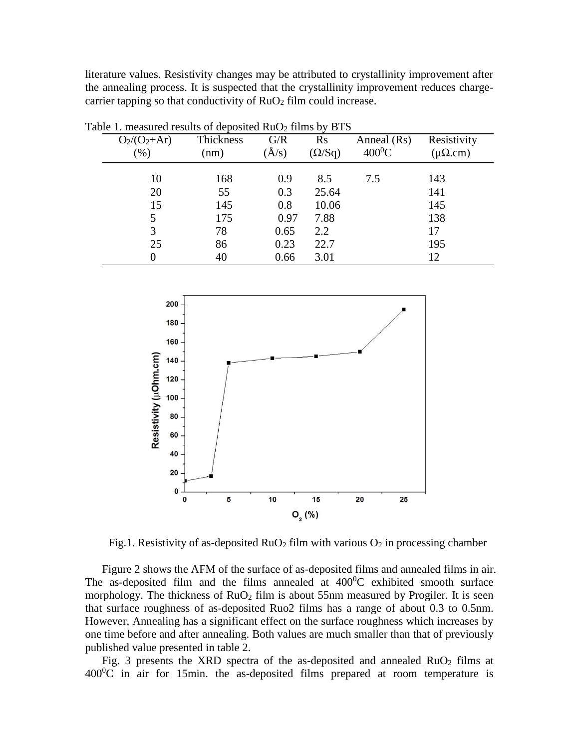literature values. Resistivity changes may be attributed to crystallinity improvement after the annealing process. It is suspected that the crystallinity improvement reduces charge-carrier tapping so that conductivity of $RuO_2$ film could increase.

Table 1. measured results of deposited $RuO_2$ films by BTS

| $O_2/(O_2+Ar)$ (%) | Thickness (nm) | G/R (Å/s) | Rs (Ω/Sq) | Anneal (Rs) $400^0C$ | Resistivity (μΩ.cm) |
|---|---|---|---|---|---|
| 10 | 168 | 0.9 | 8.5 | 7.5 | 143 |
| 20 | 55 | 0.3 | 25.64 | | 141 |
| 15 | 145 | 0.8 | 10.06 | | 145 |
| 5 | 175 | 0.97 | 7.88 | | 138 |
| 3 | 78 | 0.65 | 2.2 | | 17 |
| 25 | 86 | 0.23 | 22.7 | | 195 |
| 0 | 40 | 0.66 | 3.01 | | 12 |

Fig.1. Resistivity of as-deposited $RuO_2$ film with various $O_2$ in processing chamber

Figure 2 shows the AFM of the surface of as-deposited films and annealed films in air. The as-deposited film and the films annealed at $400^0C$ exhibited smooth surface morphology. The thickness of $RuO_2$ film is about 55nm measured by Progiler. It is seen that surface roughness of as-deposited Ruo2 films has a range of about 0.3 to 0.5nm. However, Annealing has a significant effect on the surface roughness which increases by one time before and after annealing. Both values are much smaller than that of previously published value presented in table 2.

Fig. 3 presents the XRD spectra of the as-deposited and annealed $RuO_2$ films at $400^0C$ in air for 15min. the as-deposited films prepared at room temperature is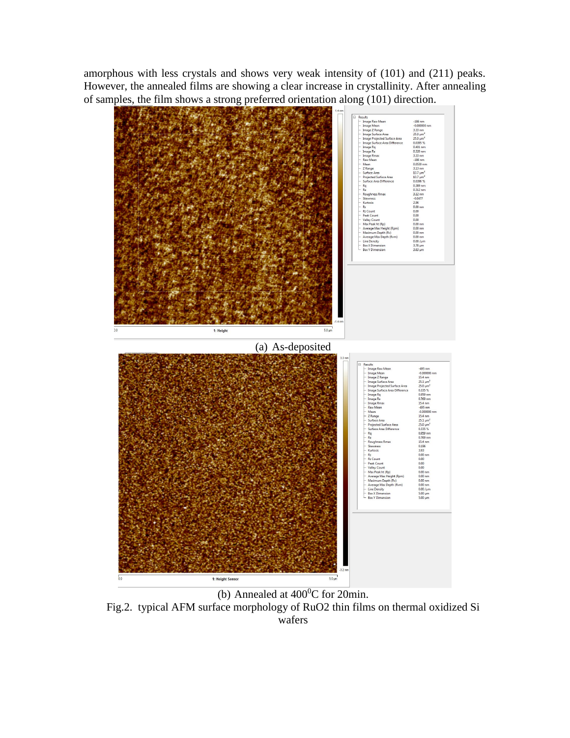amorphous with less crystals and shows very weak intensity of (101) and (211) peaks. However, the annealed films are showing a clear increase in crystallinity. After annealing of samples, the film shows a strong preferred orientation along (101) direction.

(a) As-deposited

(b) Annealed at $400^0$C for 20min.

Fig.2. typical AFM surface morphology of RuO2 thin films on thermal oxidized Si wafers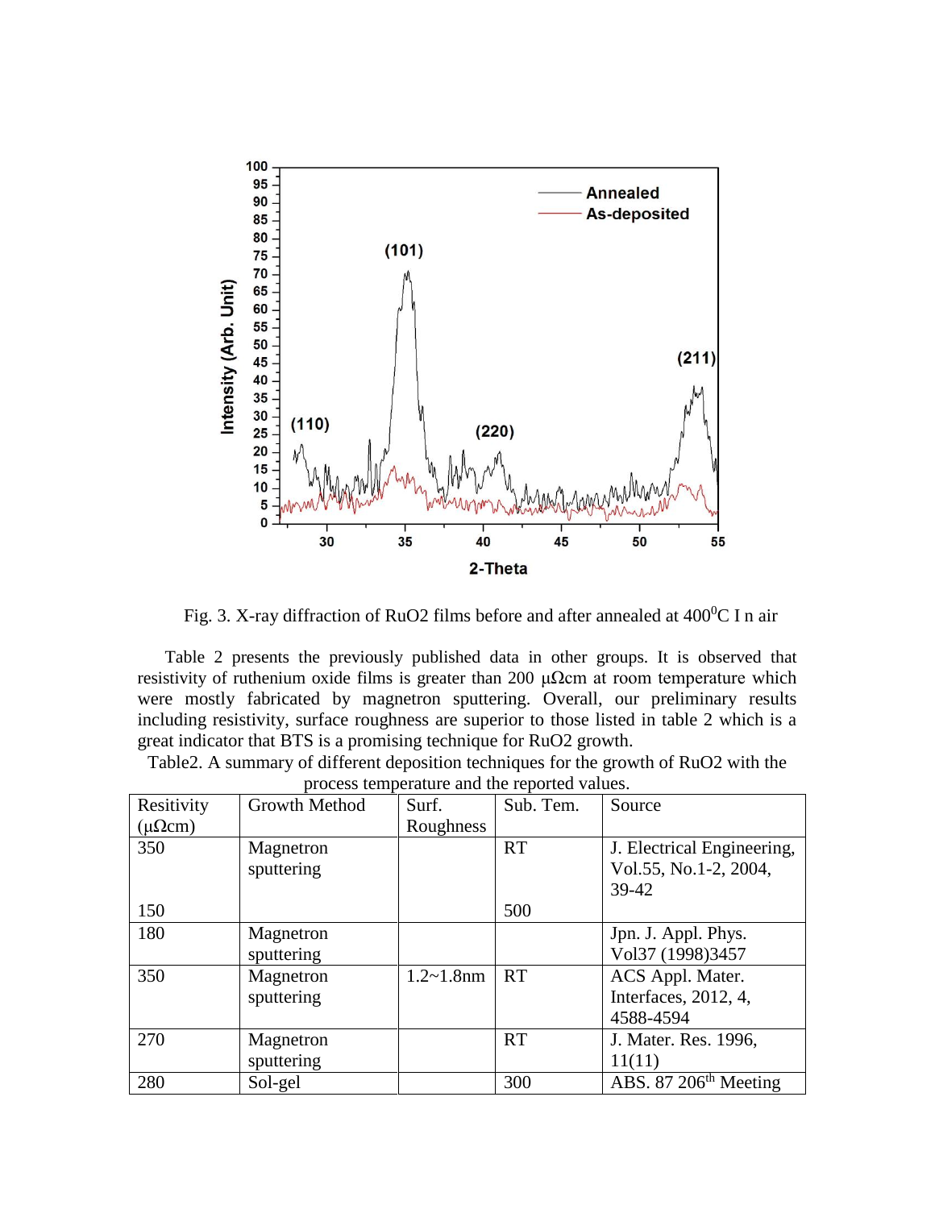Fig. 3. X-ray diffraction of $RuO_2$ films before and after annealed at $400^0C$ I n air

Table 2 presents the previously published data in other groups. It is observed that resistivity of ruthenium oxide films is greater than 200 μΩcm at room temperature which were mostly fabricated by magnetron sputtering. Overall, our preliminary results including resistivity, surface roughness are superior to those listed in table 2 which is a great indicator that BTS is a promising technique for RuO2 growth.

Table2. A summary of different deposition techniques for the growth of RuO2 with the process temperature and the reported values.

| Resitivity (μΩcm) | Growth Method | Surf. Roughness | Sub. Tem. | Source |
|---|---|---|---|---|
| 350<br><br>150 | Magnetron sputtering | | RT<br><br>500 | J. Electrical Engineering, Vol.55, No.1-2, 2004, 39-42 |
| 180 | Magnetron sputtering | | | Jpn. J. Appl. Phys. Vol37 (1998)3457 |
| 350 | Magnetron sputtering | 1.2~1.8nm | RT | ACS Appl. Mater. Interfaces, 2012, 4, 4588-4594 |
| 270 | Magnetron sputtering | | RT | J. Mater. Res. 1996, 11(11) |
| 280 | Sol-gel | | 300 | ABS. 87 206th Meeting |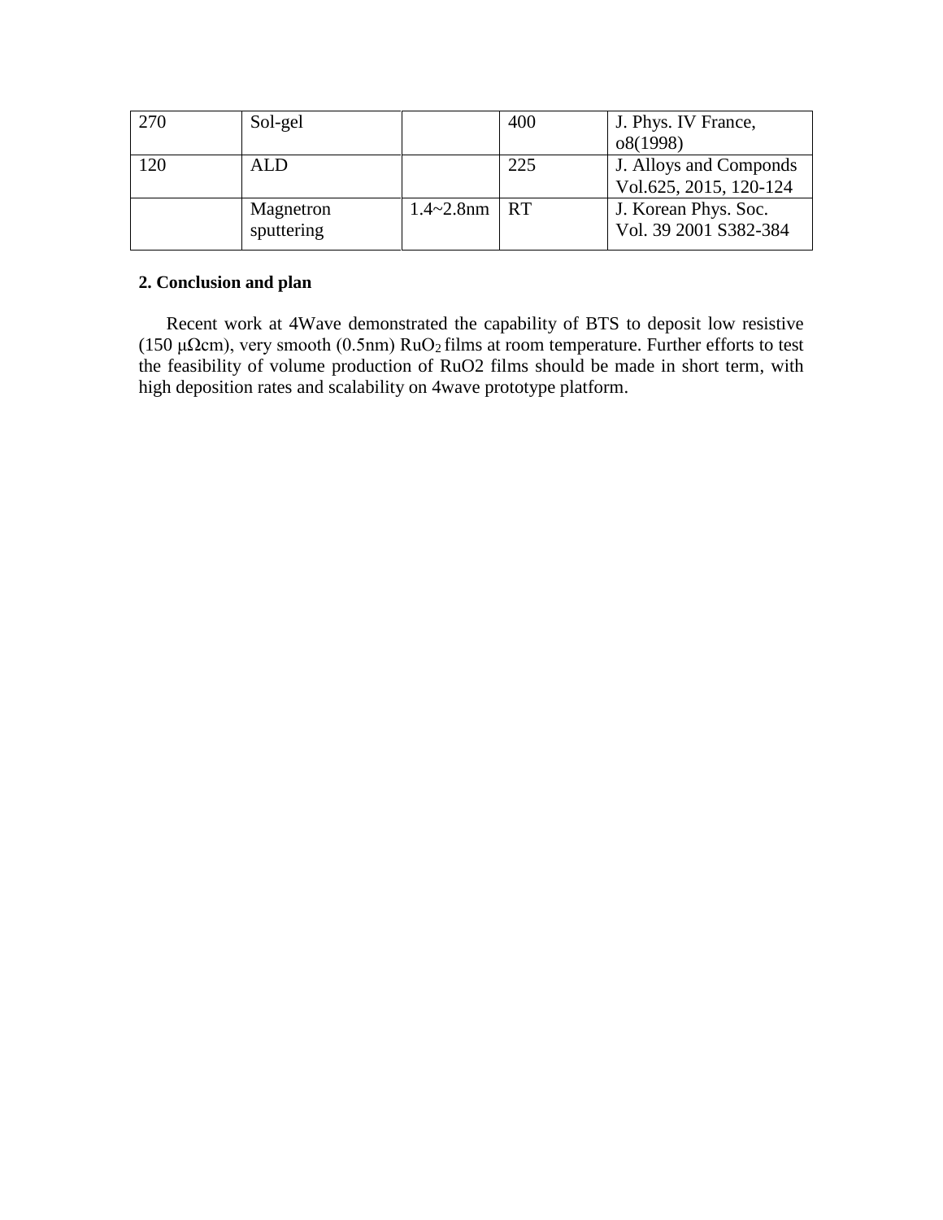| | | | | |
|---|---|---|---|---|
| 270 | Sol-gel | | 400 | J. Phys. IV France, o8(1998) |
| 120 | ALD | | 225 | J. Alloys and Componds Vol.625, 2015, 120-124 |
| | Magnetron sputtering | 1.4~2.8nm | RT | J. Korean Phys. Soc. Vol. 39 2001 S382-384 |

**2. Conclusion and plan**

Recent work at 4Wave demonstrated the capability of BTS to deposit low resistive (150 μΩcm), very smooth (0.5nm) $RuO_2$ films at room temperature. Further efforts to test the feasibility of volume production of RuO2 films should be made in short term, with high deposition rates and scalability on 4wave prototype platform.